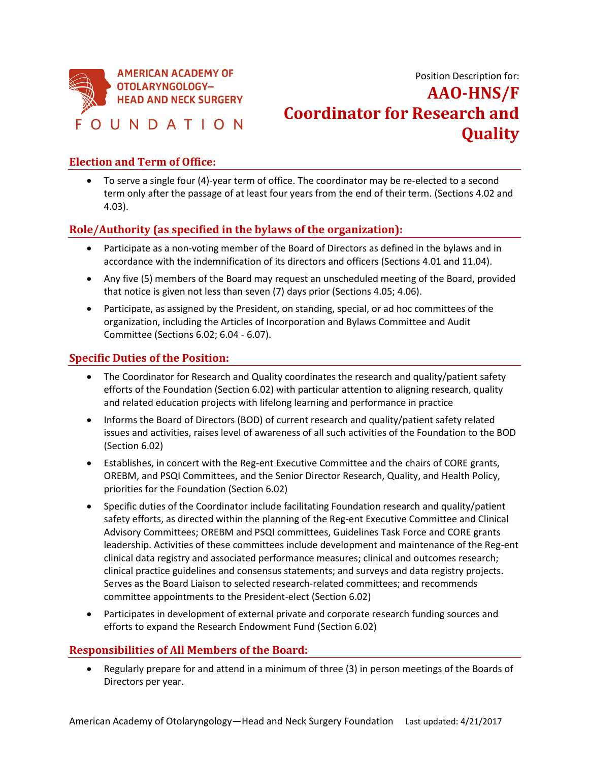AMERICAN ACADEMY OF OTOLARYNGOLOGY– HEAD AND NECK SURGERY

FOUNDATION

Position Description for:

# AAO-HNS/F Coordinator for Research and Quality

## Election and Term of Office:

- To serve a single four (4)-year term of office. The coordinator may be re-elected to a second term only after the passage of at least four years from the end of their term. (Sections 4.02 and 4.03).

## Role/Authority (as specified in the bylaws of the organization):

- Participate as a non-voting member of the Board of Directors as defined in the bylaws and in accordance with the indemnification of its directors and officers (Sections 4.01 and 11.04).
- Any five (5) members of the Board may request an unscheduled meeting of the Board, provided that notice is given not less than seven (7) days prior (Sections 4.05; 4.06).
- Participate, as assigned by the President, on standing, special, or ad hoc committees of the organization, including the Articles of Incorporation and Bylaws Committee and Audit Committee (Sections 6.02; 6.04 - 6.07).

## Specific Duties of the Position:

- The Coordinator for Research and Quality coordinates the research and quality/patient safety efforts of the Foundation (Section 6.02) with particular attention to aligning research, quality and related education projects with lifelong learning and performance in practice
- Informs the Board of Directors (BOD) of current research and quality/patient safety related issues and activities, raises level of awareness of all such activities of the Foundation to the BOD (Section 6.02)
- Establishes, in concert with the Reg-ent Executive Committee and the chairs of CORE grants, OREBM, and PSQI Committees, and the Senior Director Research, Quality, and Health Policy, priorities for the Foundation (Section 6.02)
- Specific duties of the Coordinator include facilitating Foundation research and quality/patient safety efforts, as directed within the planning of the Reg-ent Executive Committee and Clinical Advisory Committees; OREBM and PSQI committees, Guidelines Task Force and CORE grants leadership. Activities of these committees include development and maintenance of the Reg-ent clinical data registry and associated performance measures; clinical and outcomes research; clinical practice guidelines and consensus statements; and surveys and data registry projects. Serves as the Board Liaison to selected research-related committees; and recommends committee appointments to the President-elect (Section 6.02)
- Participates in development of external private and corporate research funding sources and efforts to expand the Research Endowment Fund (Section 6.02)

## Responsibilities of All Members of the Board:

- Regularly prepare for and attend in a minimum of three (3) in person meetings of the Boards of Directors per year.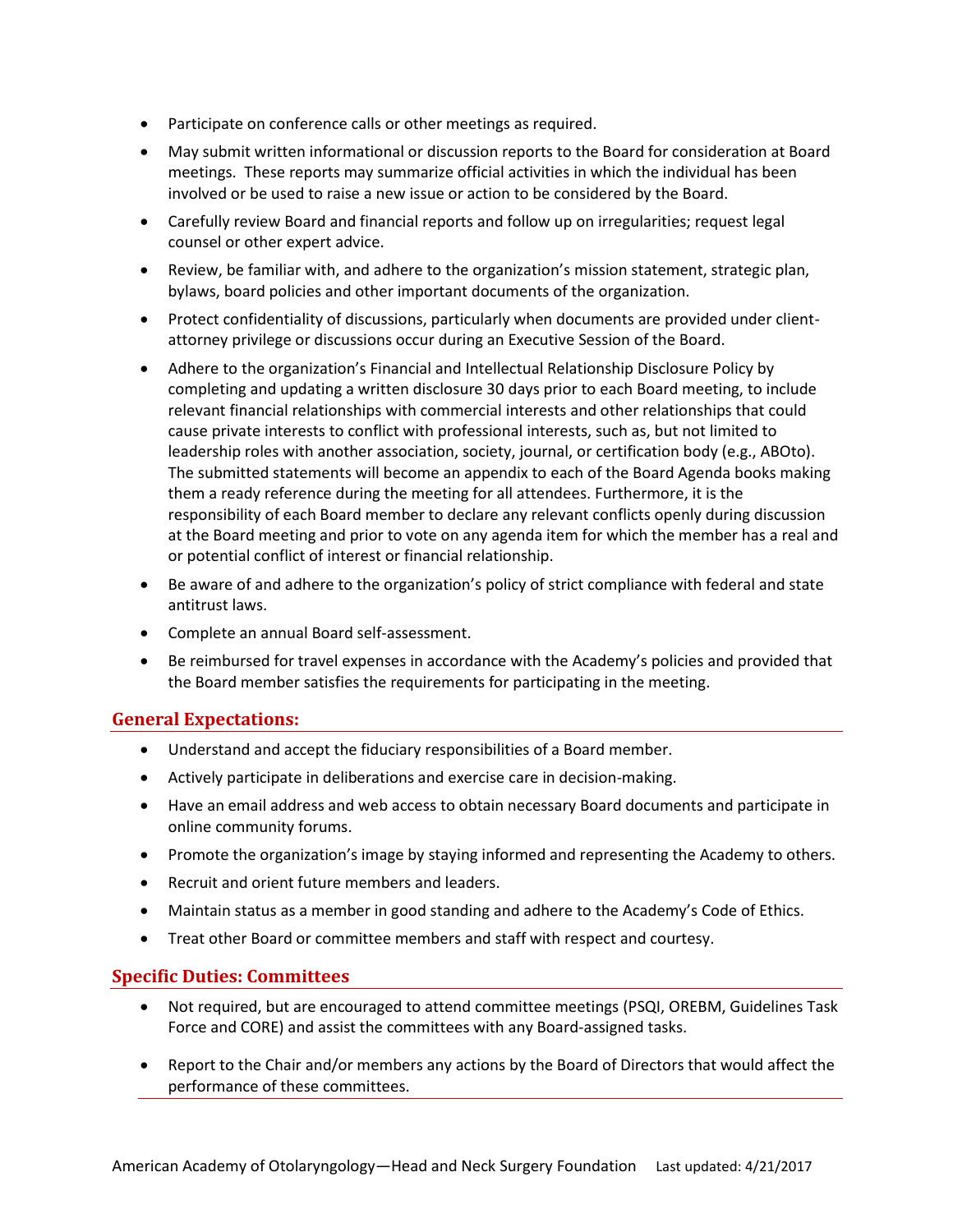- Participate on conference calls or other meetings as required.
- May submit written informational or discussion reports to the Board for consideration at Board meetings. These reports may summarize official activities in which the individual has been involved or be used to raise a new issue or action to be considered by the Board.
- Carefully review Board and financial reports and follow up on irregularities; request legal counsel or other expert advice.
- Review, be familiar with, and adhere to the organization's mission statement, strategic plan, bylaws, board policies and other important documents of the organization.
- Protect confidentiality of discussions, particularly when documents are provided under client-attorney privilege or discussions occur during an Executive Session of the Board.
- Adhere to the organization's Financial and Intellectual Relationship Disclosure Policy by completing and updating a written disclosure 30 days prior to each Board meeting, to include relevant financial relationships with commercial interests and other relationships that could cause private interests to conflict with professional interests, such as, but not limited to leadership roles with another association, society, journal, or certification body (e.g., ABOto). The submitted statements will become an appendix to each of the Board Agenda books making them a ready reference during the meeting for all attendees. Furthermore, it is the responsibility of each Board member to declare any relevant conflicts openly during discussion at the Board meeting and prior to vote on any agenda item for which the member has a real and or potential conflict of interest or financial relationship.
- Be aware of and adhere to the organization's policy of strict compliance with federal and state antitrust laws.
- Complete an annual Board self-assessment.
- Be reimbursed for travel expenses in accordance with the Academy's policies and provided that the Board member satisfies the requirements for participating in the meeting.

## General Expectations:

- Understand and accept the fiduciary responsibilities of a Board member.
- Actively participate in deliberations and exercise care in decision-making.
- Have an email address and web access to obtain necessary Board documents and participate in online community forums.
- Promote the organization's image by staying informed and representing the Academy to others.
- Recruit and orient future members and leaders.
- Maintain status as a member in good standing and adhere to the Academy's Code of Ethics.
- Treat other Board or committee members and staff with respect and courtesy.

## Specific Duties: Committees

- Not required, but are encouraged to attend committee meetings (PSQI, OREBM, Guidelines Task Force and CORE) and assist the committees with any Board-assigned tasks.
- Report to the Chair and/or members any actions by the Board of Directors that would affect the performance of these committees.

American Academy of Otolaryngology—Head and Neck Surgery Foundation Last updated: 4/21/2017